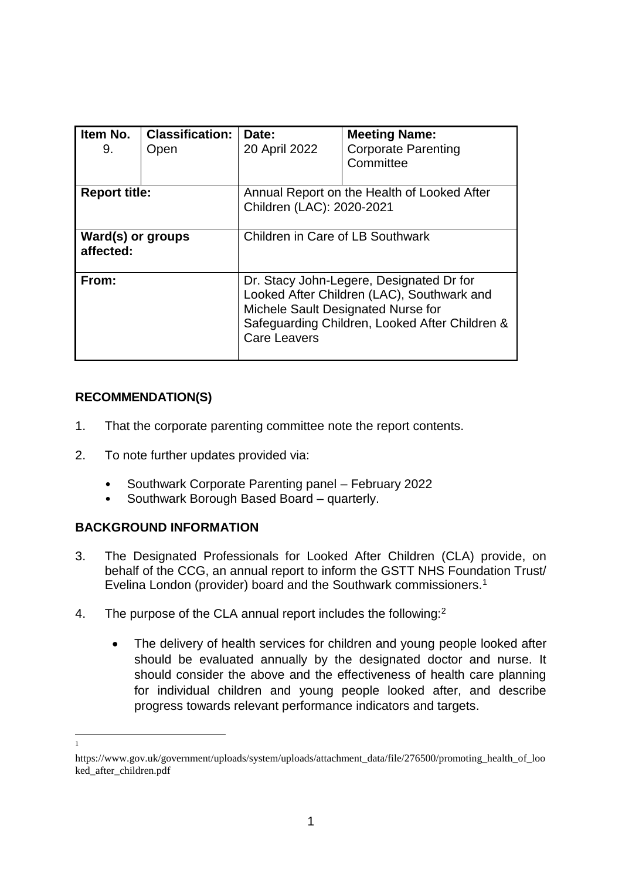| Item No. 9. | Classification: Open | Date: 20 April 2022 | Meeting Name: Corporate Parenting Committee |
|---|---|---|---|
| **Report title:** | | Annual Report on the Health of Looked After Children (LAC): 2020-2021 | |
| **Ward(s) or groups affected:** | | Children in Care of LB Southwark | |
| **From:** | | Dr. Stacy John-Legere, Designated Dr for Looked After Children (LAC), Southwark and Michele Sault Designated Nurse for Safeguarding Children, Looked After Children & Care Leavers | |

## RECOMMENDATION(S)

1. That the corporate parenting committee note the report contents.

2. To note further updates provided via:

   - Southwark Corporate Parenting panel – February 2022
   - Southwark Borough Based Board – quarterly.

## BACKGROUND INFORMATION

3. The Designated Professionals for Looked After Children (CLA) provide, on behalf of the CCG, an annual report to inform the GSTT NHS Foundation Trust/ Evelina London (provider) board and the Southwark commissioners.[1]

4. The purpose of the CLA annual report includes the following:[2]

   - The delivery of health services for children and young people looked after should be evaluated annually by the designated doctor and nurse. It should consider the above and the effectiveness of health care planning for individual children and young people looked after, and describe progress towards relevant performance indicators and targets.

---

[1] https://www.gov.uk/government/uploads/system/uploads/attachment_data/file/276500/promoting_health_of_looked_after_children.pdf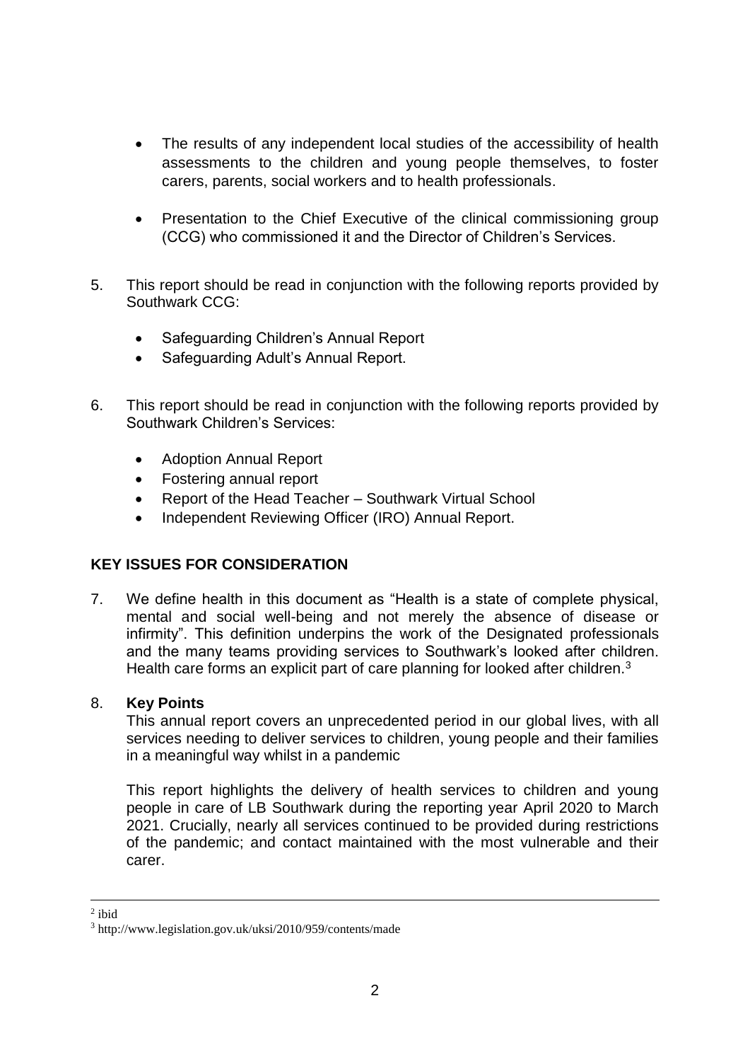- The results of any independent local studies of the accessibility of health assessments to the children and young people themselves, to foster carers, parents, social workers and to health professionals.
- Presentation to the Chief Executive of the clinical commissioning group (CCG) who commissioned it and the Director of Children's Services.

5. This report should be read in conjunction with the following reports provided by Southwark CCG:

   - Safeguarding Children's Annual Report
   - Safeguarding Adult's Annual Report.

6. This report should be read in conjunction with the following reports provided by Southwark Children's Services:

   - Adoption Annual Report
   - Fostering annual report
   - Report of the Head Teacher – Southwark Virtual School
   - Independent Reviewing Officer (IRO) Annual Report.

## KEY ISSUES FOR CONSIDERATION

7. We define health in this document as "Health is a state of complete physical, mental and social well-being and not merely the absence of disease or infirmity". This definition underpins the work of the Designated professionals and the many teams providing services to Southwark's looked after children. Health care forms an explicit part of care planning for looked after children.[3]

8. **Key Points**

   This annual report covers an unprecedented period in our global lives, with all services needing to deliver services to children, young people and their families in a meaningful way whilst in a pandemic

   This report highlights the delivery of health services to children and young people in care of LB Southwark during the reporting year April 2020 to March 2021. Crucially, nearly all services continued to be provided during restrictions of the pandemic; and contact maintained with the most vulnerable and their carer.

---

[2] ibid

[3] http://www.legislation.gov.uk/uksi/2010/959/contents/made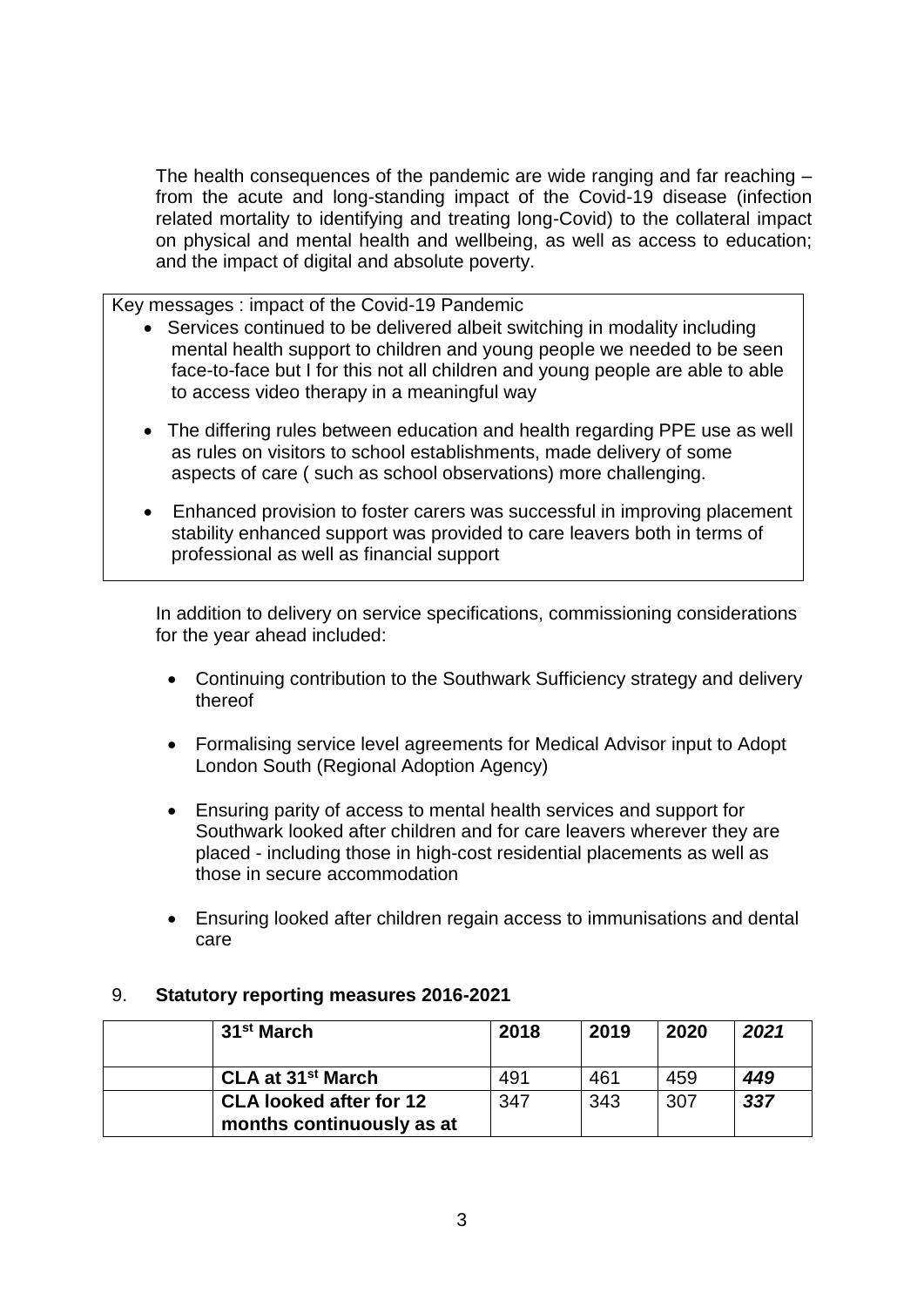The health consequences of the pandemic are wide ranging and far reaching – from the acute and long-standing impact of the Covid-19 disease (infection related mortality to identifying and treating long-Covid) to the collateral impact on physical and mental health and wellbeing, as well as access to education; and the impact of digital and absolute poverty.

Key messages : impact of the Covid-19 Pandemic

- Services continued to be delivered albeit switching in modality including mental health support to children and young people we needed to be seen face-to-face but I for this not all children and young people are able to able to access video therapy in a meaningful way
- The differing rules between education and health regarding PPE use as well as rules on visitors to school establishments, made delivery of some aspects of care ( such as school observations) more challenging.
- Enhanced provision to foster carers was successful in improving placement stability enhanced support was provided to care leavers both in terms of professional as well as financial support

In addition to delivery on service specifications, commissioning considerations for the year ahead included:

- Continuing contribution to the Southwark Sufficiency strategy and delivery thereof
- Formalising service level agreements for Medical Advisor input to Adopt London South (Regional Adoption Agency)
- Ensuring parity of access to mental health services and support for Southwark looked after children and for care leavers wherever they are placed - including those in high-cost residential placements as well as those in secure accommodation
- Ensuring looked after children regain access to immunisations and dental care

## 9. Statutory reporting measures 2016-2021

| | **31st March** | **2018** | **2019** | **2020** | ***2021*** |
|---|---|---|---|---|---|
| | **CLA at 31st March** | 491 | 461 | 459 | ***449*** |
| | **CLA looked after for 12 months continuously as at** | 347 | 343 | 307 | ***337*** |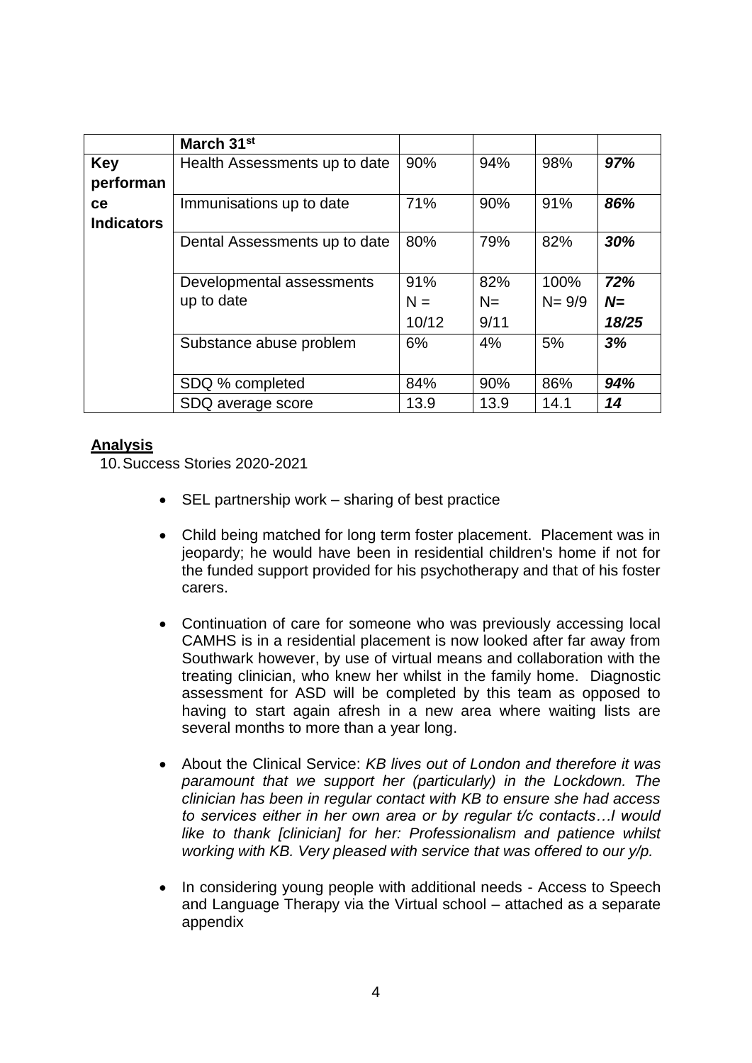| | March 31st | | | | |
|---|---|---|---|---|---|
| **Key performance Indicators** | Health Assessments up to date | 90% | 94% | 98% | ***97%*** |
| | Immunisations up to date | 71% | 90% | 91% | ***86%*** |
| | Dental Assessments up to date | 80% | 79% | 82% | ***30%*** |
| | Developmental assessments up to date | 91% N = 10/12 | 82% N= 9/11 | 100% N= 9/9 | ***72% N= 18/25*** |
| | Substance abuse problem | 6% | 4% | 5% | ***3%*** |
| | SDQ % completed | 84% | 90% | 86% | ***94%*** |
| | SDQ average score | 13.9 | 13.9 | 14.1 | ***14*** |

## Analysis

10. Success Stories 2020-2021

- SEL partnership work – sharing of best practice
- Child being matched for long term foster placement. Placement was in jeopardy; he would have been in residential children's home if not for the funded support provided for his psychotherapy and that of his foster carers.
- Continuation of care for someone who was previously accessing local CAMHS is in a residential placement is now looked after far away from Southwark however, by use of virtual means and collaboration with the treating clinician, who knew her whilst in the family home. Diagnostic assessment for ASD will be completed by this team as opposed to having to start again afresh in a new area where waiting lists are several months to more than a year long.
- About the Clinical Service: *KB lives out of London and therefore it was paramount that we support her (particularly) in the Lockdown. The clinician has been in regular contact with KB to ensure she had access to services either in her own area or by regular t/c contacts…I would like to thank [clinician] for her: Professionalism and patience whilst working with KB. Very pleased with service that was offered to our y/p.*
- In considering young people with additional needs - Access to Speech and Language Therapy via the Virtual school – attached as a separate appendix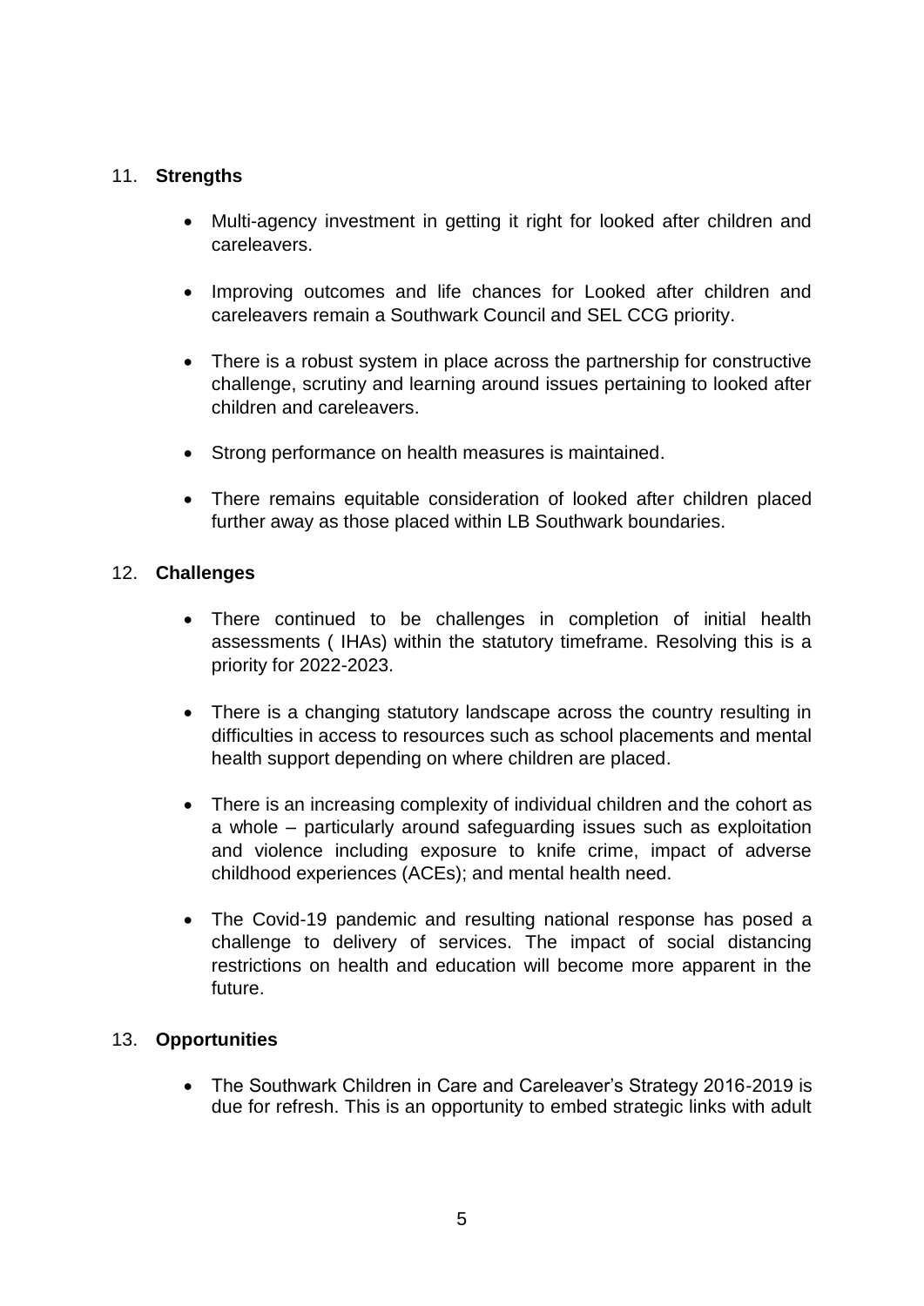11. **Strengths**

- Multi-agency investment in getting it right for looked after children and careleavers.
- Improving outcomes and life chances for Looked after children and careleavers remain a Southwark Council and SEL CCG priority.
- There is a robust system in place across the partnership for constructive challenge, scrutiny and learning around issues pertaining to looked after children and careleavers.
- Strong performance on health measures is maintained.
- There remains equitable consideration of looked after children placed further away as those placed within LB Southwark boundaries.

12. **Challenges**

- There continued to be challenges in completion of initial health assessments ( IHAs) within the statutory timeframe. Resolving this is a priority for 2022-2023.
- There is a changing statutory landscape across the country resulting in difficulties in access to resources such as school placements and mental health support depending on where children are placed.
- There is an increasing complexity of individual children and the cohort as a whole – particularly around safeguarding issues such as exploitation and violence including exposure to knife crime, impact of adverse childhood experiences (ACEs); and mental health need.
- The Covid-19 pandemic and resulting national response has posed a challenge to delivery of services. The impact of social distancing restrictions on health and education will become more apparent in the future.

13. **Opportunities**

- The Southwark Children in Care and Careleaver's Strategy 2016-2019 is due for refresh. This is an opportunity to embed strategic links with adult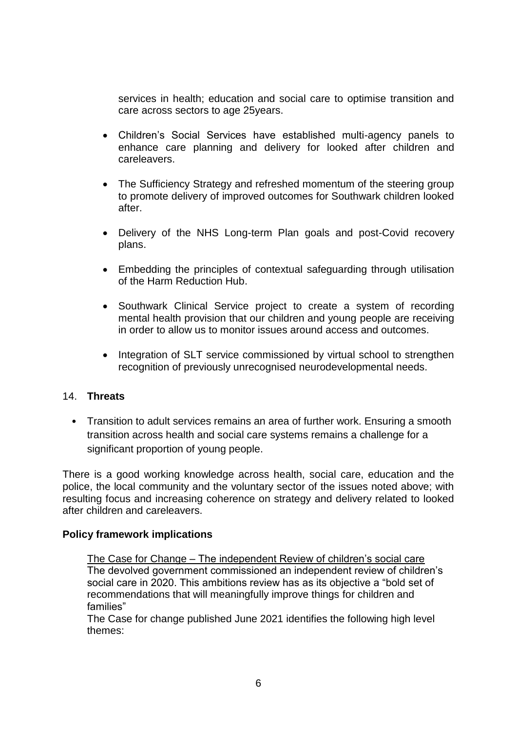services in health; education and social care to optimise transition and care across sectors to age 25years.

- Children's Social Services have established multi-agency panels to enhance care planning and delivery for looked after children and careleavers.
- The Sufficiency Strategy and refreshed momentum of the steering group to promote delivery of improved outcomes for Southwark children looked after.
- Delivery of the NHS Long-term Plan goals and post-Covid recovery plans.
- Embedding the principles of contextual safeguarding through utilisation of the Harm Reduction Hub.
- Southwark Clinical Service project to create a system of recording mental health provision that our children and young people are receiving in order to allow us to monitor issues around access and outcomes.
- Integration of SLT service commissioned by virtual school to strengthen recognition of previously unrecognised neurodevelopmental needs.

14. **Threats**

- Transition to adult services remains an area of further work. Ensuring a smooth transition across health and social care systems remains a challenge for a significant proportion of young people.

There is a good working knowledge across health, social care, education and the police, the local community and the voluntary sector of the issues noted above; with resulting focus and increasing coherence on strategy and delivery related to looked after children and careleavers.

**Policy framework implications**

The Case for Change – The independent Review of children's social care
The devolved government commissioned an independent review of children's social care in 2020. This ambitions review has as its objective a "bold set of recommendations that will meaningfully improve things for children and families"
The Case for change published June 2021 identifies the following high level themes: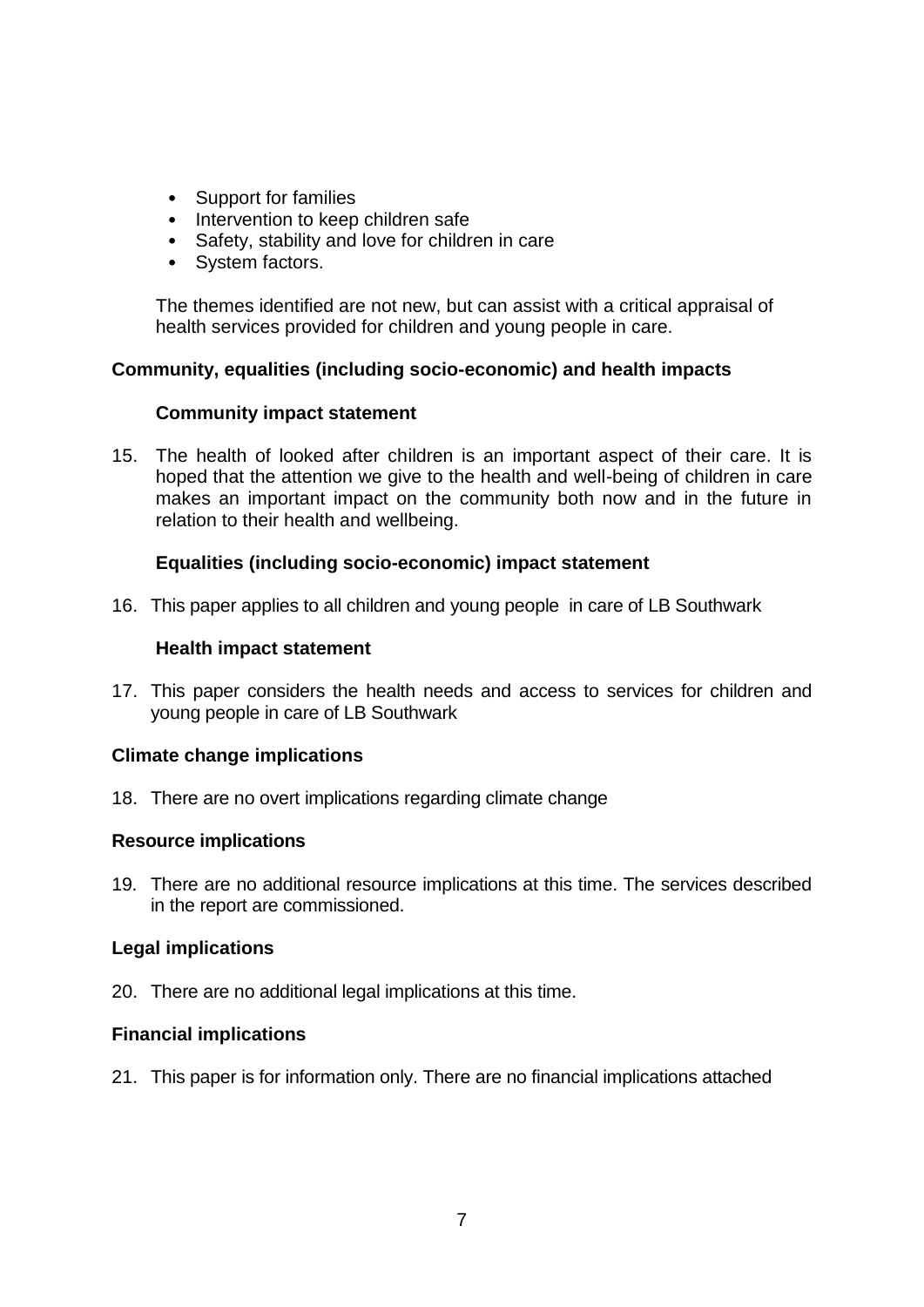- Support for families
- Intervention to keep children safe
- Safety, stability and love for children in care
- System factors.

The themes identified are not new, but can assist with a critical appraisal of health services provided for children and young people in care.

**Community, equalities (including socio-economic) and health impacts**

**Community impact statement**

15. The health of looked after children is an important aspect of their care. It is hoped that the attention we give to the health and well-being of children in care makes an important impact on the community both now and in the future in relation to their health and wellbeing.

**Equalities (including socio-economic) impact statement**

16. This paper applies to all children and young people in care of LB Southwark

**Health impact statement**

17. This paper considers the health needs and access to services for children and young people in care of LB Southwark

**Climate change implications**

18. There are no overt implications regarding climate change

**Resource implications**

19. There are no additional resource implications at this time. The services described in the report are commissioned.

**Legal implications**

20. There are no additional legal implications at this time.

**Financial implications**

21. This paper is for information only. There are no financial implications attached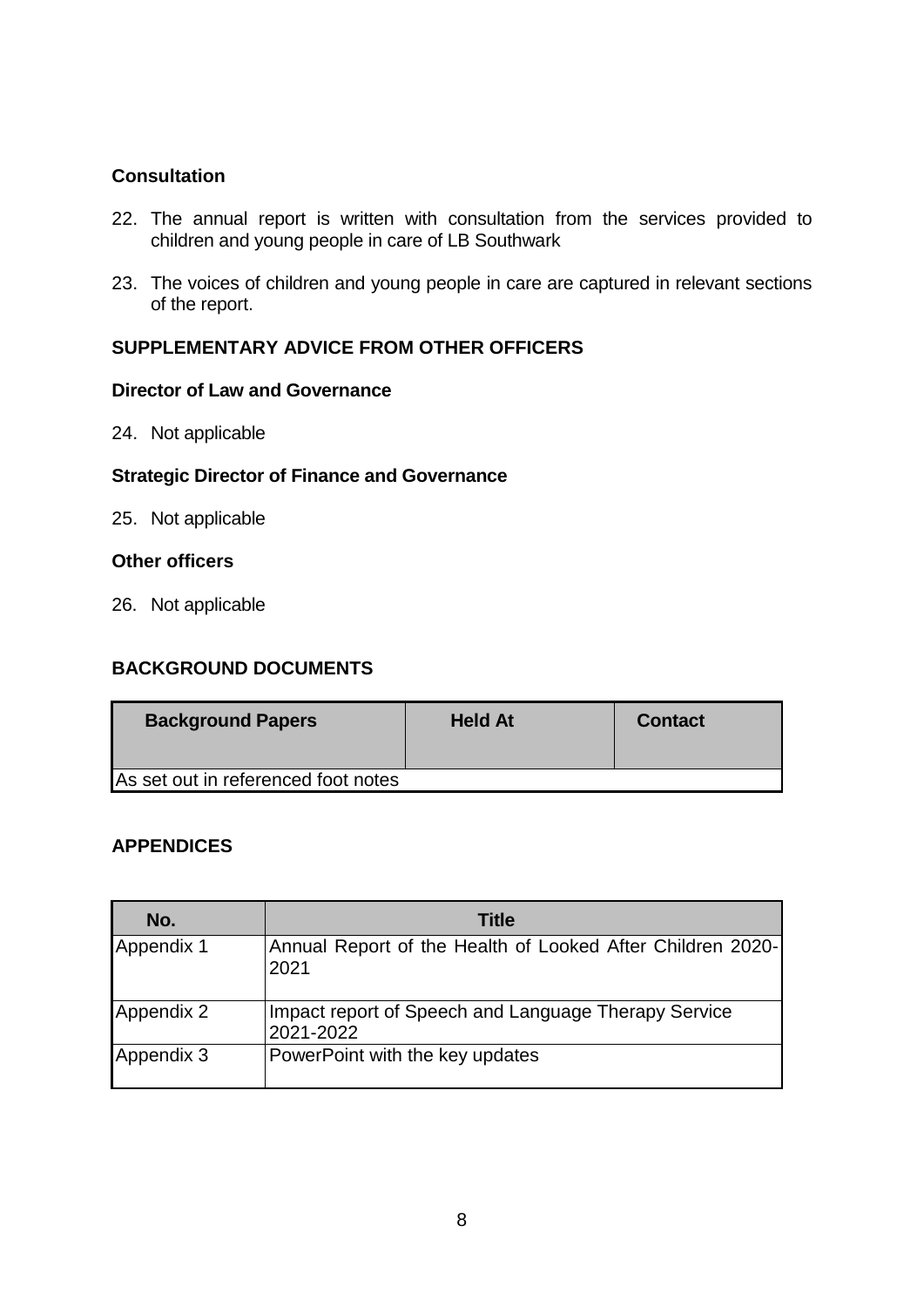### Consultation

22. The annual report is written with consultation from the services provided to children and young people in care of LB Southwark

23. The voices of children and young people in care are captured in relevant sections of the report.

## SUPPLEMENTARY ADVICE FROM OTHER OFFICERS

### Director of Law and Governance

24. Not applicable

### Strategic Director of Finance and Governance

25. Not applicable

### Other officers

26. Not applicable

## BACKGROUND DOCUMENTS

| Background Papers | Held At | Contact |
|---|---|---|
| As set out in referenced foot notes | | |

## APPENDICES

| No. | Title |
|---|---|
| Appendix 1 | Annual Report of the Health of Looked After Children 2020-2021 |
| Appendix 2 | Impact report of Speech and Language Therapy Service 2021-2022 |
| Appendix 3 | PowerPoint with the key updates |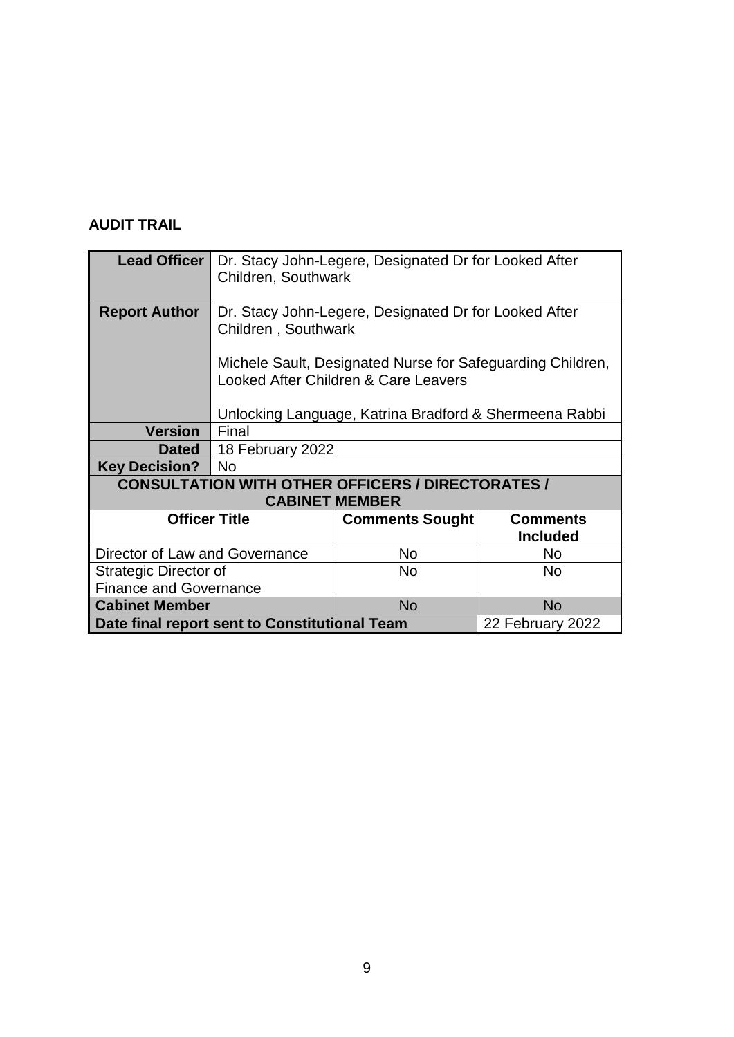**AUDIT TRAIL**

| | | | |
|---|---|---|---|
| **Lead Officer** | Dr. Stacy John-Legere, Designated Dr for Looked After Children, Southwark | | |
| **Report Author** | Dr. Stacy John-Legere, Designated Dr for Looked After Children , Southwark<br><br>Michele Sault, Designated Nurse for Safeguarding Children, Looked After Children & Care Leavers<br><br>Unlocking Language, Katrina Bradford & Shermeena Rabbi | | |
| **Version** | Final | | |
| **Dated** | 18 February 2022 | | |
| **Key Decision?** | No | | |
| **CONSULTATION WITH OTHER OFFICERS / DIRECTORATES / CABINET MEMBER** | | | |
| **Officer Title** | | **Comments Sought** | **Comments Included** |
| Director of Law and Governance | | No | No |
| Strategic Director of Finance and Governance | | No | No |
| **Cabinet Member** | | No | No |
| **Date final report sent to Constitutional Team** | | | 22 February 2022 |